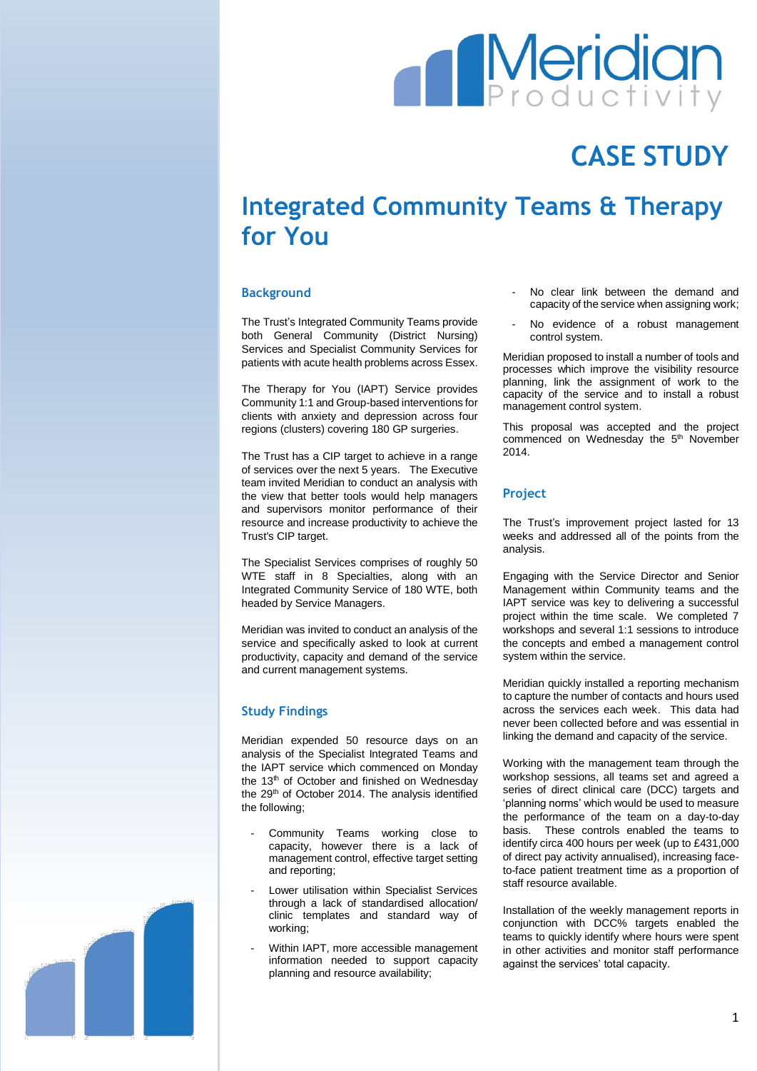# CASE STUDY

# Integrated Community Teams & Therapy for You

## Background

The Trust's Integrated Community Teams provide both General Community (District Nursing) Services and Specialist Community Services for patients with acute health problems across Essex.

The Therapy for You (IAPT) Service provides Community 1:1 and Group-based interventions for clients with anxiety and depression across four regions (clusters) covering 180 GP surgeries.

The Trust has a CIP target to achieve in a range of services over the next 5 years. The Executive team invited Meridian to conduct an analysis with the view that better tools would help managers and supervisors monitor performance of their resource and increase productivity to achieve the Trust's CIP target.

The Specialist Services comprises of roughly 50 WTE staff in 8 Specialties, along with an Integrated Community Service of 180 WTE, both headed by Service Managers.

Meridian was invited to conduct an analysis of the service and specifically asked to look at current productivity, capacity and demand of the service and current management systems.

## Study Findings

Meridian expended 50 resource days on an analysis of the Specialist Integrated Teams and the IAPT service which commenced on Monday the 13th of October and finished on Wednesday the 29th of October 2014. The analysis identified the following;

- Community Teams working close to capacity, however there is a lack of management control, effective target setting and reporting;
- Lower utilisation within Specialist Services through a lack of standardised allocation/ clinic templates and standard way of working;
- Within IAPT, more accessible management information needed to support capacity planning and resource availability;
- No clear link between the demand and capacity of the service when assigning work;
- No evidence of a robust management control system.

Meridian proposed to install a number of tools and processes which improve the visibility resource planning, link the assignment of work to the capacity of the service and to install a robust management control system.

This proposal was accepted and the project commenced on Wednesday the 5th November 2014.

## Project

The Trust's improvement project lasted for 13 weeks and addressed all of the points from the analysis.

Engaging with the Service Director and Senior Management within Community teams and the IAPT service was key to delivering a successful project within the time scale. We completed 7 workshops and several 1:1 sessions to introduce the concepts and embed a management control system within the service.

Meridian quickly installed a reporting mechanism to capture the number of contacts and hours used across the services each week. This data had never been collected before and was essential in linking the demand and capacity of the service.

Working with the management team through the workshop sessions, all teams set and agreed a series of direct clinical care (DCC) targets and 'planning norms' which would be used to measure the performance of the team on a day-to-day basis. These controls enabled the teams to identify circa 400 hours per week (up to £431,000 of direct pay activity annualised), increasing face-to-face patient treatment time as a proportion of staff resource available.

Installation of the weekly management reports in conjunction with DCC% targets enabled the teams to quickly identify where hours were spent in other activities and monitor staff performance against the services' total capacity.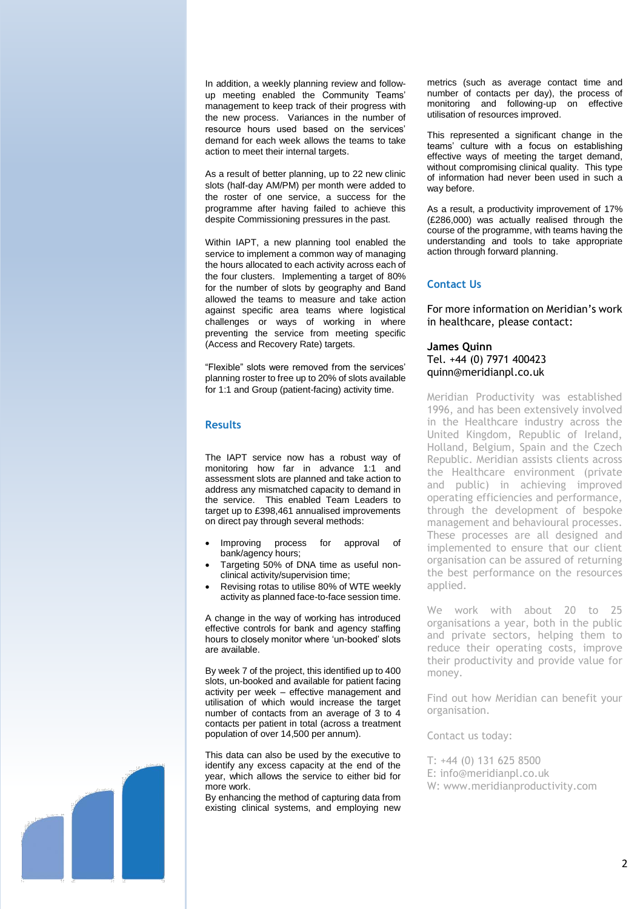In addition, a weekly planning review and follow-up meeting enabled the Community Teams' management to keep track of their progress with the new process. Variances in the number of resource hours used based on the services' demand for each week allows the teams to take action to meet their internal targets.

As a result of better planning, up to 22 new clinic slots (half-day AM/PM) per month were added to the roster of one service, a success for the programme after having failed to achieve this despite Commissioning pressures in the past.

Within IAPT, a new planning tool enabled the service to implement a common way of managing the hours allocated to each activity across each of the four clusters. Implementing a target of 80% for the number of slots by geography and Band allowed the teams to measure and take action against specific area teams where logistical challenges or ways of working in where preventing the service from meeting specific (Access and Recovery Rate) targets.

"Flexible" slots were removed from the services' planning roster to free up to 20% of slots available for 1:1 and Group (patient-facing) activity time.

## Results

The IAPT service now has a robust way of monitoring how far in advance 1:1 and assessment slots are planned and take action to address any mismatched capacity to demand in the service. This enabled Team Leaders to target up to £398,461 annualised improvements on direct pay through several methods:

- Improving process for approval of bank/agency hours;
- Targeting 50% of DNA time as useful non-clinical activity/supervision time;
- Revising rotas to utilise 80% of WTE weekly activity as planned face-to-face session time.

A change in the way of working has introduced effective controls for bank and agency staffing hours to closely monitor where 'un-booked' slots are available.

By week 7 of the project, this identified up to 400 slots, un-booked and available for patient facing activity per week – effective management and utilisation of which would increase the target number of contacts from an average of 3 to 4 contacts per patient in total (across a treatment population of over 14,500 per annum).

This data can also be used by the executive to identify any excess capacity at the end of the year, which allows the service to either bid for more work.
By enhancing the method of capturing data from existing clinical systems, and employing new metrics (such as average contact time and number of contacts per day), the process of monitoring and following-up on effective utilisation of resources improved.

This represented a significant change in the teams' culture with a focus on establishing effective ways of meeting the target demand, without compromising clinical quality. This type of information had never been used in such a way before.

As a result, a productivity improvement of 17% (£286,000) was actually realised through the course of the programme, with teams having the understanding and tools to take appropriate action through forward planning.

## Contact Us

For more information on Meridian's work in healthcare, please contact:

**James Quinn**
Tel. +44 (0) 7971 400423
quinn@meridianpl.co.uk

Meridian Productivity was established 1996, and has been extensively involved in the Healthcare industry across the United Kingdom, Republic of Ireland, Holland, Belgium, Spain and the Czech Republic. Meridian assists clients across the Healthcare environment (private and public) in achieving improved operating efficiencies and performance, through the development of bespoke management and behavioural processes. These processes are all designed and implemented to ensure that our client organisation can be assured of returning the best performance on the resources applied.

We work with about 20 to 25 organisations a year, both in the public and private sectors, helping them to reduce their operating costs, improve their productivity and provide value for money.

Find out how Meridian can benefit your organisation.

Contact us today:

T: +44 (0) 131 625 8500
E: info@meridianpl.co.uk
W: www.meridianproductivity.com